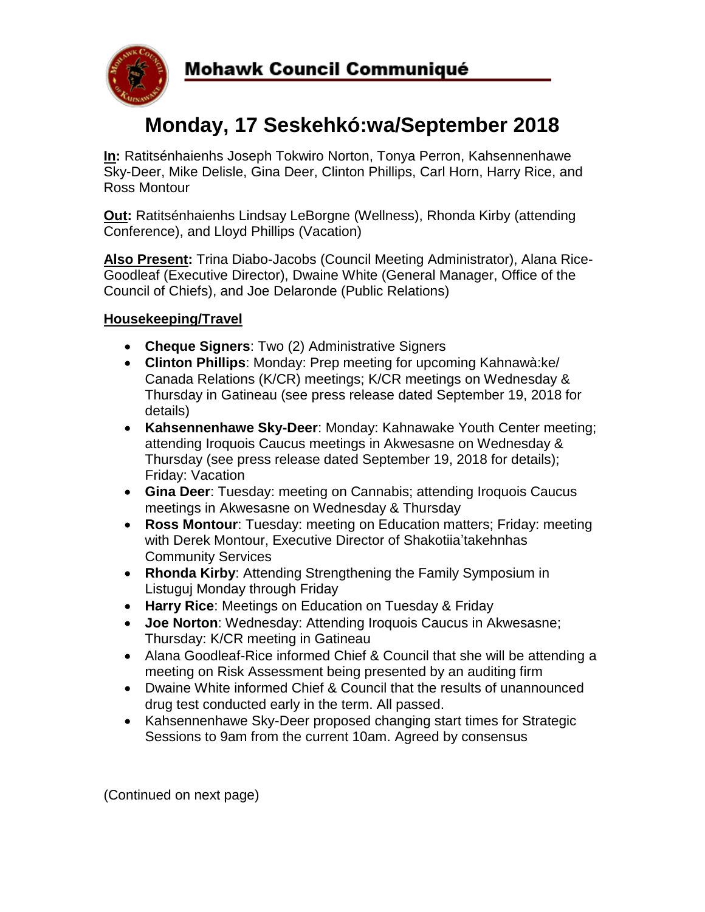# Mohawk Council Communiqué

## Monday, 17 Seskehkó:wa/September 2018

**In:** Ratitsénhaienhs Joseph Tokwiro Norton, Tonya Perron, Kahsennenhawe Sky-Deer, Mike Delisle, Gina Deer, Clinton Phillips, Carl Horn, Harry Rice, and Ross Montour

**Out:** Ratitsénhaienhs Lindsay LeBorgne (Wellness), Rhonda Kirby (attending Conference), and Lloyd Phillips (Vacation)

**Also Present:** Trina Diabo-Jacobs (Council Meeting Administrator), Alana Rice-Goodleaf (Executive Director), Dwaine White (General Manager, Office of the Council of Chiefs), and Joe Delaronde (Public Relations)

### Housekeeping/Travel

- **Cheque Signers**: Two (2) Administrative Signers
- **Clinton Phillips**: Monday: Prep meeting for upcoming Kahnawà:ke/ Canada Relations (K/CR) meetings; K/CR meetings on Wednesday & Thursday in Gatineau (see press release dated September 19, 2018 for details)
- **Kahsennenhawe Sky-Deer**: Monday: Kahnawake Youth Center meeting; attending Iroquois Caucus meetings in Akwesasne on Wednesday & Thursday (see press release dated September 19, 2018 for details); Friday: Vacation
- **Gina Deer**: Tuesday: meeting on Cannabis; attending Iroquois Caucus meetings in Akwesasne on Wednesday & Thursday
- **Ross Montour**: Tuesday: meeting on Education matters; Friday: meeting with Derek Montour, Executive Director of Shakotiia'takehnhas Community Services
- **Rhonda Kirby**: Attending Strengthening the Family Symposium in Listuguj Monday through Friday
- **Harry Rice**: Meetings on Education on Tuesday & Friday
- **Joe Norton**: Wednesday: Attending Iroquois Caucus in Akwesasne; Thursday: K/CR meeting in Gatineau
- Alana Goodleaf-Rice informed Chief & Council that she will be attending a meeting on Risk Assessment being presented by an auditing firm
- Dwaine White informed Chief & Council that the results of unannounced drug test conducted early in the term. All passed.
- Kahsennenhawe Sky-Deer proposed changing start times for Strategic Sessions to 9am from the current 10am. Agreed by consensus

(Continued on next page)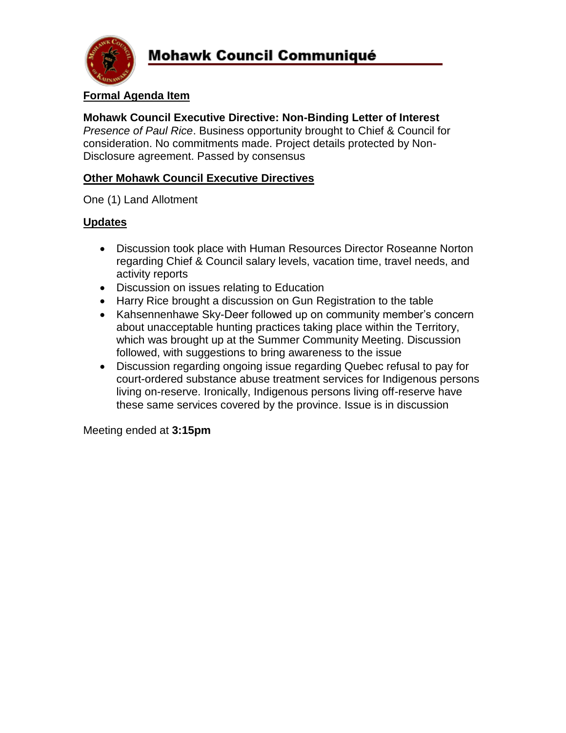# Mohawk Council Communiqué

**Formal Agenda Item**

**Mohawk Council Executive Directive: Non-Binding Letter of Interest**
*Presence of Paul Rice*. Business opportunity brought to Chief & Council for consideration. No commitments made. Project details protected by Non-Disclosure agreement. Passed by consensus

**Other Mohawk Council Executive Directives**

One (1) Land Allotment

**Updates**

- Discussion took place with Human Resources Director Roseanne Norton regarding Chief & Council salary levels, vacation time, travel needs, and activity reports
- Discussion on issues relating to Education
- Harry Rice brought a discussion on Gun Registration to the table
- Kahsennenhawe Sky-Deer followed up on community member's concern about unacceptable hunting practices taking place within the Territory, which was brought up at the Summer Community Meeting. Discussion followed, with suggestions to bring awareness to the issue
- Discussion regarding ongoing issue regarding Quebec refusal to pay for court-ordered substance abuse treatment services for Indigenous persons living on-reserve. Ironically, Indigenous persons living off-reserve have these same services covered by the province. Issue is in discussion

Meeting ended at **3:15pm**